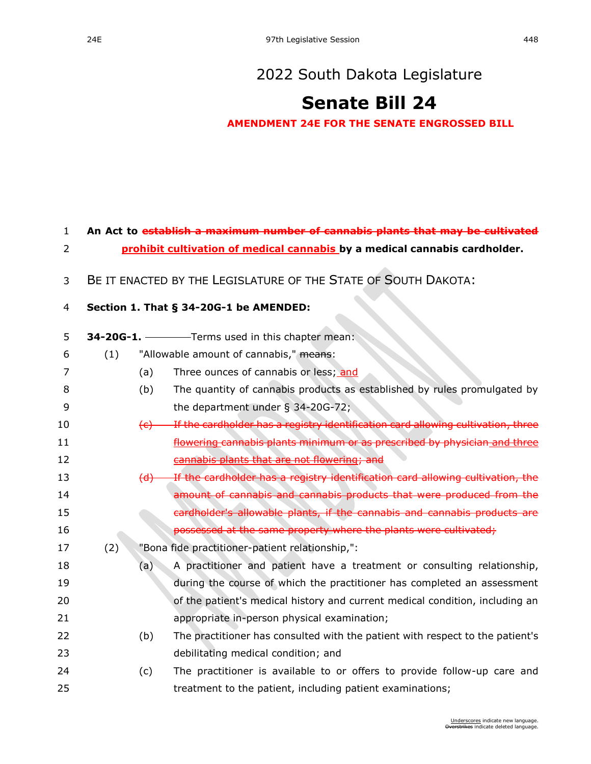# 2022 South Dakota Legislature

# Senate Bill 24

**AMENDMENT 24E FOR THE SENATE ENGROSSED BILL**

**An Act to ~~establish a maximum number of cannabis plants that may be cultivated~~ <u>prohibit cultivation of medical cannabis</u> by a medical cannabis cardholder.**

BE IT ENACTED BY THE LEGISLATURE OF THE STATE OF SOUTH DAKOTA:

**Section 1. That § 34-20G-1 be AMENDED:**

**34-20G-1.** Terms used in this chapter mean:

(1) "Allowable amount of cannabis," ~~means~~:

(a) Three ounces of cannabis or less; <u>and</u>

(b) The quantity of cannabis products as established by rules promulgated by the department under § 34-20G-72;

~~(c) If the cardholder has a registry identification card allowing cultivation, three flowering cannabis plants minimum or as prescribed by physician and three cannabis plants that are not flowering; and~~

~~(d) If the cardholder has a registry identification card allowing cultivation, the amount of cannabis and cannabis products that were produced from the cardholder's allowable plants, if the cannabis and cannabis products are possessed at the same property where the plants were cultivated;~~

(2) "Bona fide practitioner-patient relationship,":

(a) A practitioner and patient have a treatment or consulting relationship, during the course of which the practitioner has completed an assessment of the patient's medical history and current medical condition, including an appropriate in-person physical examination;

(b) The practitioner has consulted with the patient with respect to the patient's debilitating medical condition; and

(c) The practitioner is available to or offers to provide follow-up care and treatment to the patient, including patient examinations;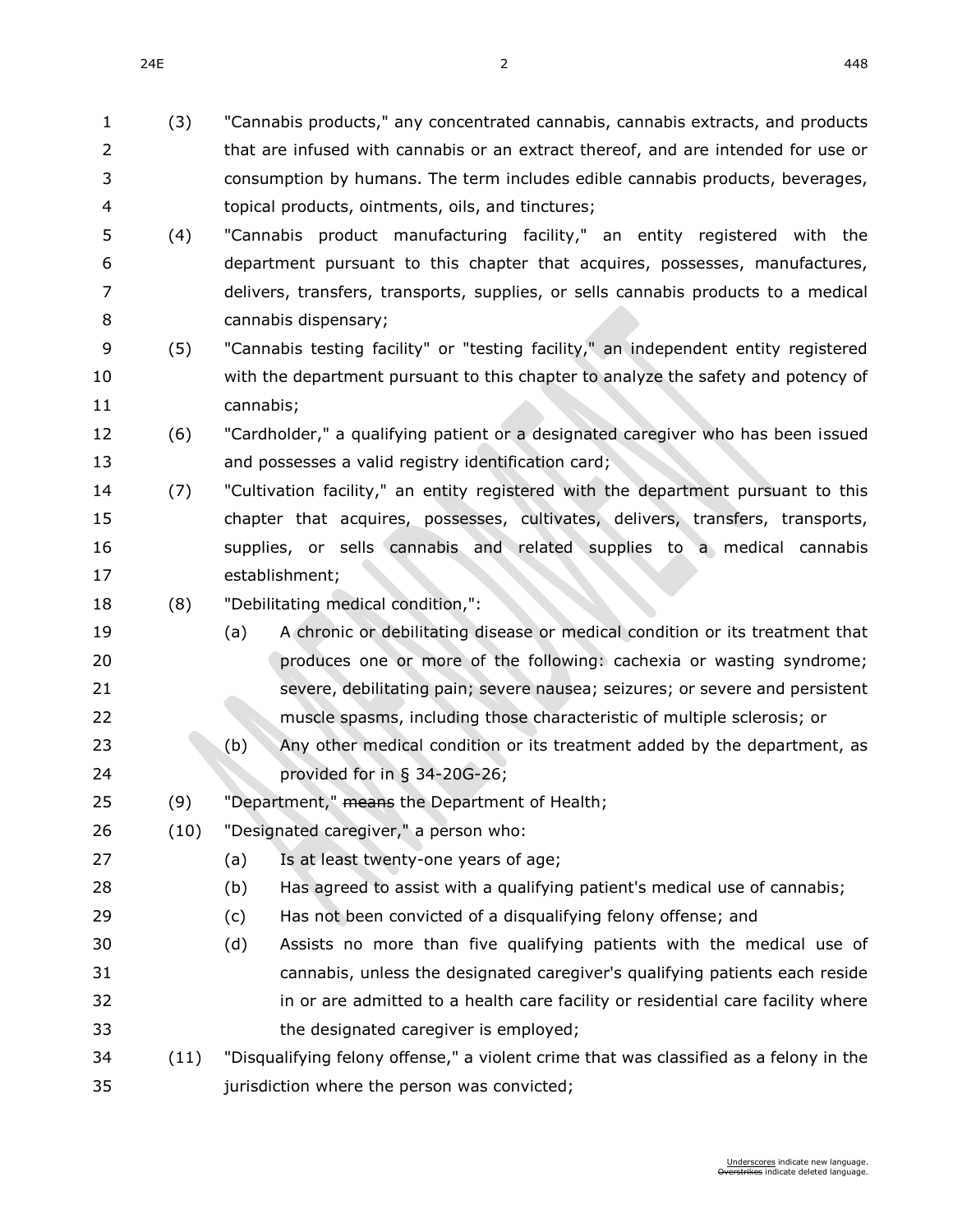(3) "Cannabis products," any concentrated cannabis, cannabis extracts, and products that are infused with cannabis or an extract thereof, and are intended for use or consumption by humans. The term includes edible cannabis products, beverages, topical products, ointments, oils, and tinctures;

(4) "Cannabis product manufacturing facility," an entity registered with the department pursuant to this chapter that acquires, possesses, manufactures, delivers, transfers, transports, supplies, or sells cannabis products to a medical cannabis dispensary;

(5) "Cannabis testing facility" or "testing facility," an independent entity registered with the department pursuant to this chapter to analyze the safety and potency of cannabis;

(6) "Cardholder," a qualifying patient or a designated caregiver who has been issued and possesses a valid registry identification card;

(7) "Cultivation facility," an entity registered with the department pursuant to this chapter that acquires, possesses, cultivates, delivers, transfers, transports, supplies, or sells cannabis and related supplies to a medical cannabis establishment;

(8) "Debilitating medical condition,":

- (a) A chronic or debilitating disease or medical condition or its treatment that produces one or more of the following: cachexia or wasting syndrome; severe, debilitating pain; severe nausea; seizures; or severe and persistent muscle spasms, including those characteristic of multiple sclerosis; or
- (b) Any other medical condition or its treatment added by the department, as provided for in § 34-20G-26;

(9) "Department," ~~means~~ the Department of Health;

(10) "Designated caregiver," a person who:

- (a) Is at least twenty-one years of age;
- (b) Has agreed to assist with a qualifying patient's medical use of cannabis;
- (c) Has not been convicted of a disqualifying felony offense; and
- (d) Assists no more than five qualifying patients with the medical use of cannabis, unless the designated caregiver's qualifying patients each reside in or are admitted to a health care facility or residential care facility where the designated caregiver is employed;

(11) "Disqualifying felony offense," a violent crime that was classified as a felony in the jurisdiction where the person was convicted;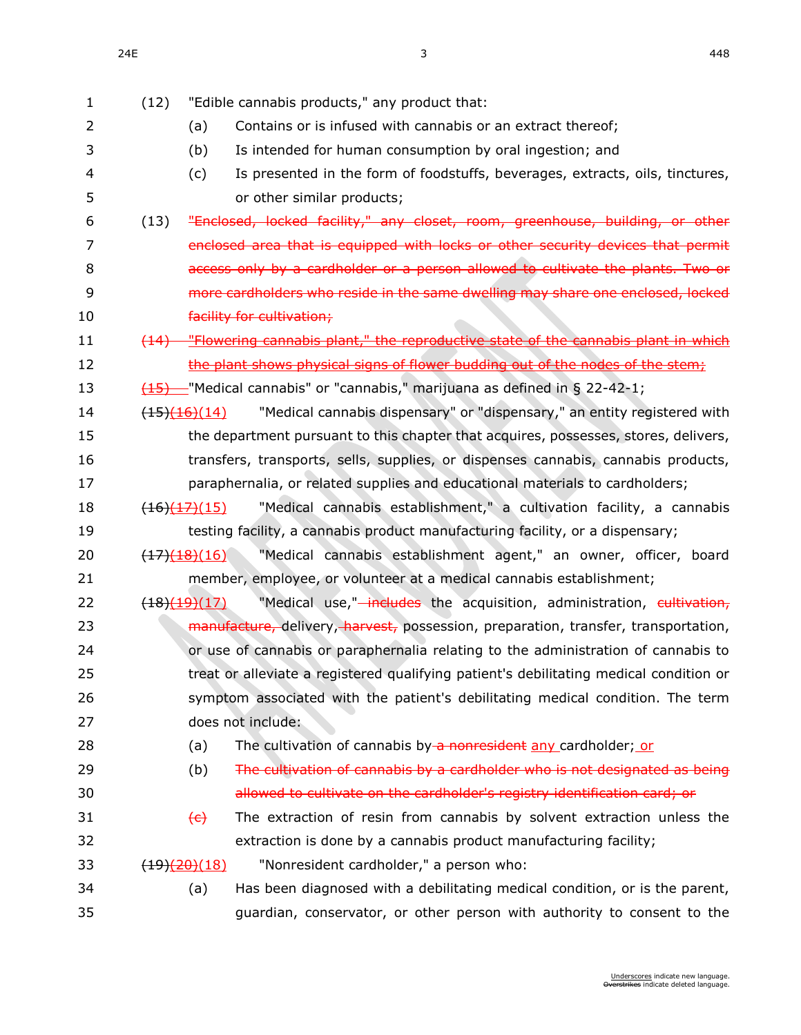(12) "Edible cannabis products," any product that:

(a) Contains or is infused with cannabis or an extract thereof;

(b) Is intended for human consumption by oral ingestion; and

(c) Is presented in the form of foodstuffs, beverages, extracts, oils, tinctures, or other similar products;

(13) ~~"Enclosed, locked facility," any closet, room, greenhouse, building, or other enclosed area that is equipped with locks or other security devices that permit access only by a cardholder or a person allowed to cultivate the plants. Two or more cardholders who reside in the same dwelling may share one enclosed, locked facility for cultivation;~~

~~(14) "Flowering cannabis plant," the reproductive state of the cannabis plant in which the plant shows physical signs of flower budding out of the nodes of the stem;~~

~~(15)~~ "Medical cannabis" or "cannabis," marijuana as defined in § 22-42-1;

~~(15)~~~~(16)~~(14) "Medical cannabis dispensary" or "dispensary," an entity registered with the department pursuant to this chapter that acquires, possesses, stores, delivers, transfers, transports, sells, supplies, or dispenses cannabis, cannabis products, paraphernalia, or related supplies and educational materials to cardholders;

~~(16)~~~~(17)~~(15) "Medical cannabis establishment," a cultivation facility, a cannabis testing facility, a cannabis product manufacturing facility, or a dispensary;

~~(17)~~~~(18)~~(16) "Medical cannabis establishment agent," an owner, officer, board member, employee, or volunteer at a medical cannabis establishment;

~~(18)~~~~(19)~~(17) "Medical use," ~~includes~~ the acquisition, administration, ~~cultivation, manufacture,~~ delivery, ~~harvest,~~ possession, preparation, transfer, transportation, or use of cannabis or paraphernalia relating to the administration of cannabis to treat or alleviate a registered qualifying patient's debilitating medical condition or symptom associated with the patient's debilitating medical condition. The term does not include:

(a) The cultivation of cannabis by ~~a nonresident~~ any cardholder; or

(b) ~~The cultivation of cannabis by a cardholder who is not designated as being allowed to cultivate on the cardholder's registry identification card; or~~

~~(c)~~ The extraction of resin from cannabis by solvent extraction unless the extraction is done by a cannabis product manufacturing facility;

~~(19)~~~~(20)~~(18) "Nonresident cardholder," a person who:

(a) Has been diagnosed with a debilitating medical condition, or is the parent, guardian, conservator, or other person with authority to consent to the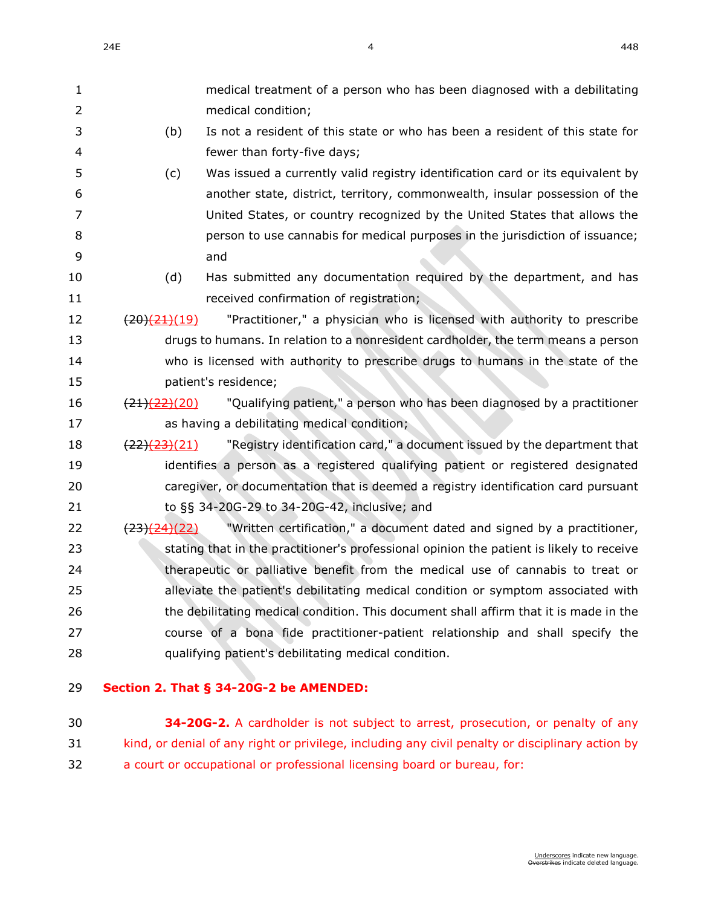medical treatment of a person who has been diagnosed with a debilitating medical condition;

(b) Is not a resident of this state or who has been a resident of this state for fewer than forty-five days;

(c) Was issued a currently valid registry identification card or its equivalent by another state, district, territory, commonwealth, insular possession of the United States, or country recognized by the United States that allows the person to use cannabis for medical purposes in the jurisdiction of issuance; and

(d) Has submitted any documentation required by the department, and has received confirmation of registration;

~~(20)~~~~(21)~~(19) "Practitioner," a physician who is licensed with authority to prescribe drugs to humans. In relation to a nonresident cardholder, the term means a person who is licensed with authority to prescribe drugs to humans in the state of the patient's residence;

~~(21)~~~~(22)~~(20) "Qualifying patient," a person who has been diagnosed by a practitioner as having a debilitating medical condition;

~~(22)~~~~(23)~~(21) "Registry identification card," a document issued by the department that identifies a person as a registered qualifying patient or registered designated caregiver, or documentation that is deemed a registry identification card pursuant to §§ 34-20G-29 to 34-20G-42, inclusive; and

~~(23)~~~~(24)~~(22) "Written certification," a document dated and signed by a practitioner, stating that in the practitioner's professional opinion the patient is likely to receive therapeutic or palliative benefit from the medical use of cannabis to treat or alleviate the patient's debilitating medical condition or symptom associated with the debilitating medical condition. This document shall affirm that it is made in the course of a bona fide practitioner-patient relationship and shall specify the qualifying patient's debilitating medical condition.

**Section 2. That § 34-20G-2 be AMENDED:**

**34-20G-2.** A cardholder is not subject to arrest, prosecution, or penalty of any kind, or denial of any right or privilege, including any civil penalty or disciplinary action by a court or occupational or professional licensing board or bureau, for: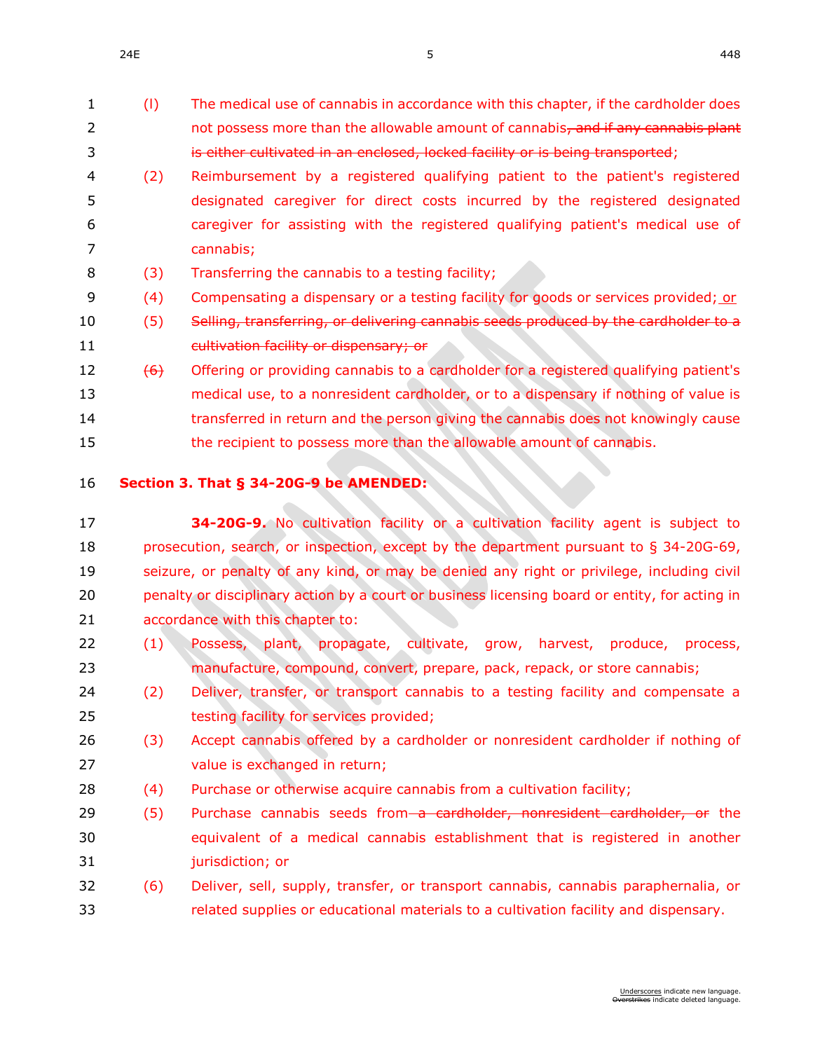(1) The medical use of cannabis in accordance with this chapter, if the cardholder does not possess more than the allowable amount of cannabis~~, and if any cannabis plant is either cultivated in an enclosed, locked facility or is being transported~~;

(2) Reimbursement by a registered qualifying patient to the patient's registered designated caregiver for direct costs incurred by the registered designated caregiver for assisting with the registered qualifying patient's medical use of cannabis;

(3) Transferring the cannabis to a testing facility;

(4) Compensating a dispensary or a testing facility for goods or services provided; <u>or</u>

~~(5) Selling, transferring, or delivering cannabis seeds produced by the cardholder to a cultivation facility or dispensary; or~~

~~(6)~~ Offering or providing cannabis to a cardholder for a registered qualifying patient's medical use, to a nonresident cardholder, or to a dispensary if nothing of value is transferred in return and the person giving the cannabis does not knowingly cause the recipient to possess more than the allowable amount of cannabis.

**Section 3. That § 34-20G-9 be AMENDED:**

**34-20G-9.** No cultivation facility or a cultivation facility agent is subject to prosecution, search, or inspection, except by the department pursuant to § 34-20G-69, seizure, or penalty of any kind, or may be denied any right or privilege, including civil penalty or disciplinary action by a court or business licensing board or entity, for acting in accordance with this chapter to:

(1) Possess, plant, propagate, cultivate, grow, harvest, produce, process, manufacture, compound, convert, prepare, pack, repack, or store cannabis;

(2) Deliver, transfer, or transport cannabis to a testing facility and compensate a testing facility for services provided;

(3) Accept cannabis offered by a cardholder or nonresident cardholder if nothing of value is exchanged in return;

(4) Purchase or otherwise acquire cannabis from a cultivation facility;

(5) Purchase cannabis seeds from ~~a cardholder, nonresident cardholder, or~~ the equivalent of a medical cannabis establishment that is registered in another jurisdiction; or

(6) Deliver, sell, supply, transfer, or transport cannabis, cannabis paraphernalia, or related supplies or educational materials to a cultivation facility and dispensary.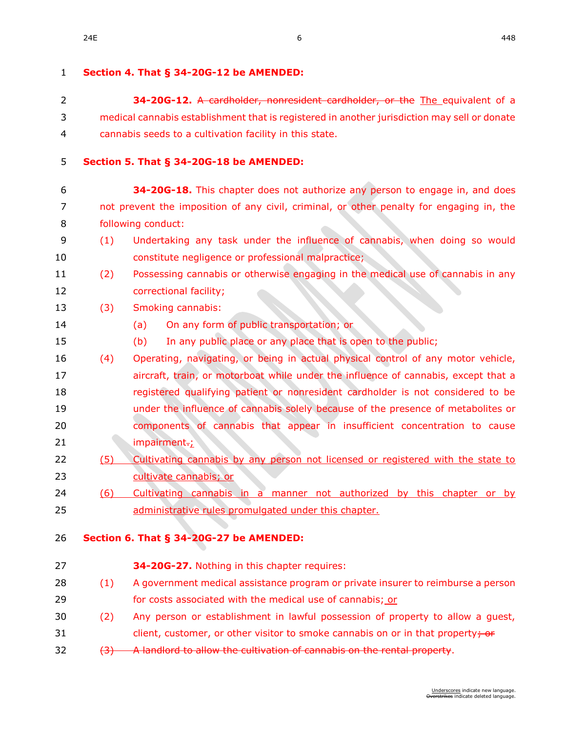**Section 4. That § 34-20G-12 be AMENDED:**

**34-20G-12.** ~~A cardholder, nonresident cardholder, or the~~ <u>The</u> equivalent of a medical cannabis establishment that is registered in another jurisdiction may sell or donate cannabis seeds to a cultivation facility in this state.

**Section 5. That § 34-20G-18 be AMENDED:**

**34-20G-18.** This chapter does not authorize any person to engage in, and does not prevent the imposition of any civil, criminal, or other penalty for engaging in, the following conduct:

(1) Undertaking any task under the influence of cannabis, when doing so would constitute negligence or professional malpractice;

(2) Possessing cannabis or otherwise engaging in the medical use of cannabis in any correctional facility;

(3) Smoking cannabis:

 (a) On any form of public transportation; or

 (b) In any public place or any place that is open to the public;

(4) Operating, navigating, or being in actual physical control of any motor vehicle, aircraft, train, or motorboat while under the influence of cannabis, except that a registered qualifying patient or nonresident cardholder is not considered to be under the influence of cannabis solely because of the presence of metabolites or components of cannabis that appear in insufficient concentration to cause impairment~~.~~<u>;</u>

<u>(5) Cultivating cannabis by any person not licensed or registered with the state to cultivate cannabis; or</u>

<u>(6) Cultivating cannabis in a manner not authorized by this chapter or by administrative rules promulgated under this chapter.</u>

**Section 6. That § 34-20G-27 be AMENDED:**

**34-20G-27.** Nothing in this chapter requires:

(1) A government medical assistance program or private insurer to reimburse a person for costs associated with the medical use of cannabis;<u> or</u>

(2) Any person or establishment in lawful possession of property to allow a guest, client, customer, or other visitor to smoke cannabis on or in that property~~; or~~

~~(3) A landlord to allow the cultivation of cannabis on the rental property~~.

<u>Underscores</u> indicate new language.
~~Overstrikes~~ indicate deleted language.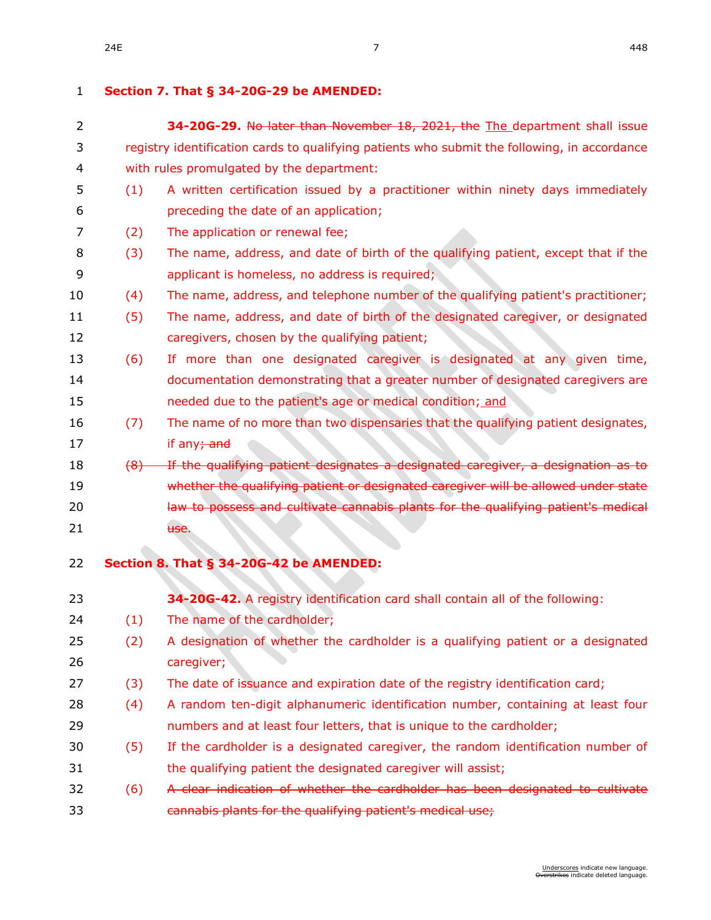**Section 7. That § 34-20G-29 be AMENDED:**

**34-20G-29.** ~~No later than November 18, 2021, the~~ <u>The</u> department shall issue registry identification cards to qualifying patients who submit the following, in accordance with rules promulgated by the department:

(1) A written certification issued by a practitioner within ninety days immediately preceding the date of an application;

(2) The application or renewal fee;

(3) The name, address, and date of birth of the qualifying patient, except that if the applicant is homeless, no address is required;

(4) The name, address, and telephone number of the qualifying patient's practitioner;

(5) The name, address, and date of birth of the designated caregiver, or designated caregivers, chosen by the qualifying patient;

(6) If more than one designated caregiver is designated at any given time, documentation demonstrating that a greater number of designated caregivers are needed due to the patient's age or medical condition;<u> and</u>

(7) The name of no more than two dispensaries that the qualifying patient designates, if any~~; and~~

~~(8) If the qualifying patient designates a designated caregiver, a designation as to whether the qualifying patient or designated caregiver will be allowed under state law to possess and cultivate cannabis plants for the qualifying patient's medical use~~.

**Section 8. That § 34-20G-42 be AMENDED:**

**34-20G-42.** A registry identification card shall contain all of the following:

(1) The name of the cardholder;

(2) A designation of whether the cardholder is a qualifying patient or a designated caregiver;

(3) The date of issuance and expiration date of the registry identification card;

(4) A random ten-digit alphanumeric identification number, containing at least four numbers and at least four letters, that is unique to the cardholder;

(5) If the cardholder is a designated caregiver, the random identification number of the qualifying patient the designated caregiver will assist;

(6) ~~A clear indication of whether the cardholder has been designated to cultivate cannabis plants for the qualifying patient's medical use;~~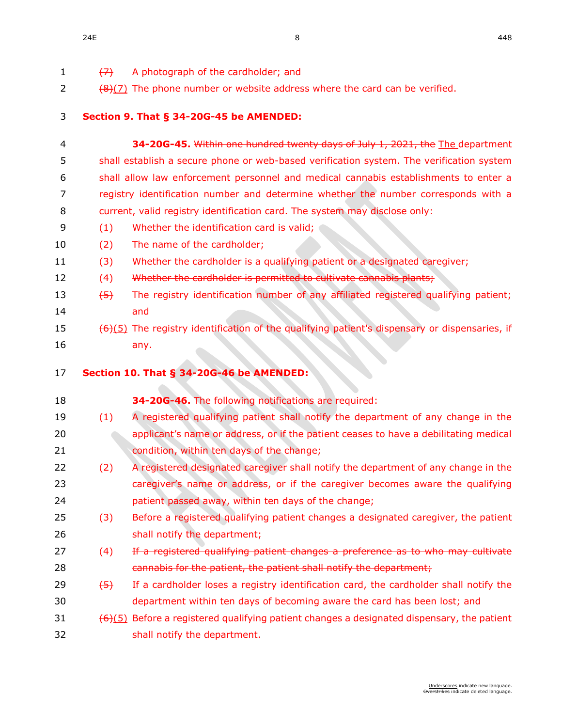~~(7)~~ A photograph of the cardholder; and

~~(8)~~(7) The phone number or website address where the card can be verified.

**Section 9. That § 34-20G-45 be AMENDED:**

**34-20G-45.** ~~Within one hundred twenty days of July 1, 2021, the~~ The department shall establish a secure phone or web-based verification system. The verification system shall allow law enforcement personnel and medical cannabis establishments to enter a registry identification number and determine whether the number corresponds with a current, valid registry identification card. The system may disclose only:

(1) Whether the identification card is valid;

(2) The name of the cardholder;

(3) Whether the cardholder is a qualifying patient or a designated caregiver;

(4) ~~Whether the cardholder is permitted to cultivate cannabis plants;~~

~~(5)~~ The registry identification number of any affiliated registered qualifying patient; and

~~(6)~~(5) The registry identification of the qualifying patient's dispensary or dispensaries, if any.

**Section 10. That § 34-20G-46 be AMENDED:**

**34-20G-46.** The following notifications are required:

(1) A registered qualifying patient shall notify the department of any change in the applicant's name or address, or if the patient ceases to have a debilitating medical condition, within ten days of the change;

(2) A registered designated caregiver shall notify the department of any change in the caregiver's name or address, or if the caregiver becomes aware the qualifying patient passed away, within ten days of the change;

(3) Before a registered qualifying patient changes a designated caregiver, the patient shall notify the department;

(4) ~~If a registered qualifying patient changes a preference as to who may cultivate cannabis for the patient, the patient shall notify the department;~~

~~(5)~~ If a cardholder loses a registry identification card, the cardholder shall notify the department within ten days of becoming aware the card has been lost; and

~~(6)~~(5) Before a registered qualifying patient changes a designated dispensary, the patient shall notify the department.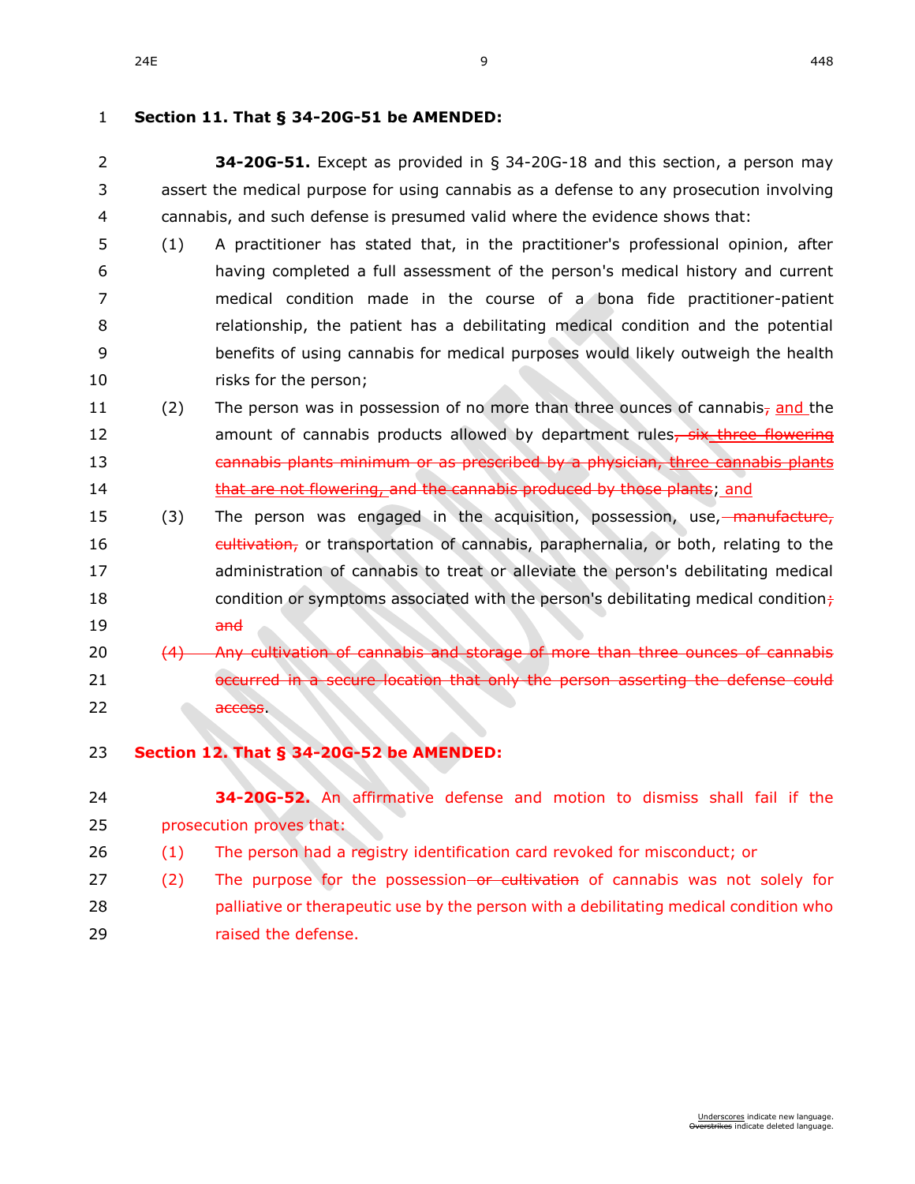**Section 11. That § 34-20G-51 be AMENDED:**

**34-20G-51.** Except as provided in § 34-20G-18 and this section, a person may assert the medical purpose for using cannabis as a defense to any prosecution involving cannabis, and such defense is presumed valid where the evidence shows that:

(1) A practitioner has stated that, in the practitioner's professional opinion, after having completed a full assessment of the person's medical history and current medical condition made in the course of a bona fide practitioner-patient relationship, the patient has a debilitating medical condition and the potential benefits of using cannabis for medical purposes would likely outweigh the health risks for the person;

(2) The person was in possession of no more than three ounces of cannabis~~,~~ <u>and</u> the amount of cannabis products allowed by department rules~~, six three flowering cannabis plants minimum or as prescribed by a physician, three cannabis plants that are not flowering, and the cannabis produced by those plants~~; <u>and</u>

(3) The person was engaged in the acquisition, possession, use, ~~manufacture, cultivation,~~ or transportation of cannabis, paraphernalia, or both, relating to the administration of cannabis to treat or alleviate the person's debilitating medical condition or symptoms associated with the person's debilitating medical condition~~; and~~

~~(4) Any cultivation of cannabis and storage of more than three ounces of cannabis occurred in a secure location that only the person asserting the defense could access~~.

**Section 12. That § 34-20G-52 be AMENDED:**

**34-20G-52.** An affirmative defense and motion to dismiss shall fail if the prosecution proves that:

(1) The person had a registry identification card revoked for misconduct; or

(2) The purpose for the possession ~~or cultivation~~ of cannabis was not solely for palliative or therapeutic use by the person with a debilitating medical condition who raised the defense.